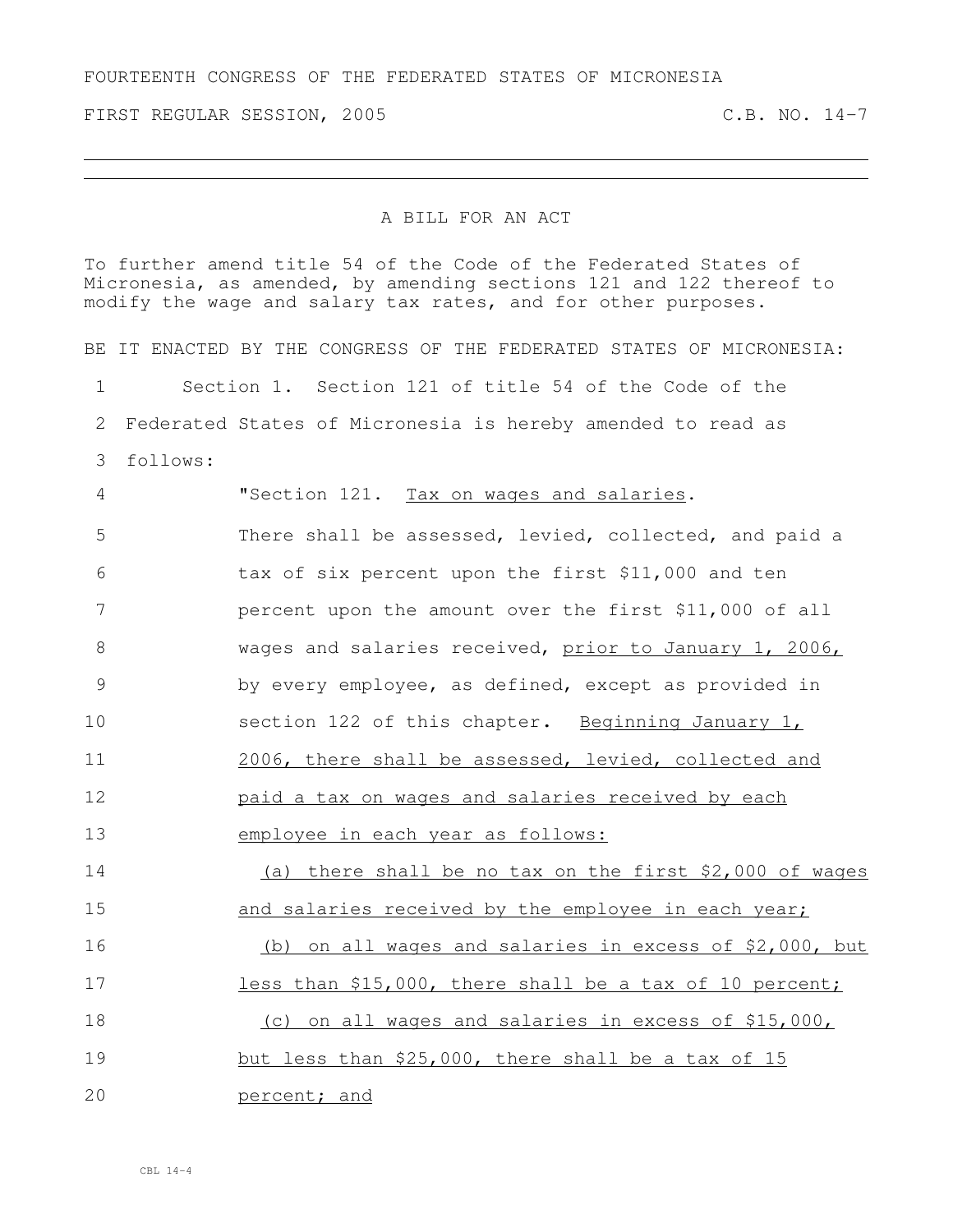FOURTEENTH CONGRESS OF THE FEDERATED STATES OF MICRONESIA

FIRST REGULAR SESSION, 2005 C.B. NO. 14-7

# A BILL FOR AN ACT

To further amend title 54 of the Code of the Federated States of Micronesia, as amended, by amending sections 121 and 122 thereof to modify the wage and salary tax rates, and for other purposes.

BE IT ENACTED BY THE CONGRESS OF THE FEDERATED STATES OF MICRONESIA:

1 Section 1. Section 121 of title 54 of the Code of the
2 Federated States of Micronesia is hereby amended to read as
3 follows:

4 "Section 121. <u>Tax on wages and salaries</u>.
5 There shall be assessed, levied, collected, and paid a
6 tax of six percent upon the first $11,000 and ten
7 percent upon the amount over the first $11,000 of all
8 wages and salaries received, <u>prior to January 1, 2006,</u>
9 by every employee, as defined, except as provided in
10 section 122 of this chapter. <u>Beginning January 1,</u>
11 <u>2006, there shall be assessed, levied, collected and</u>
12 <u>paid a tax on wages and salaries received by each</u>
13 <u>employee in each year as follows:</u>
14 <u>(a) there shall be no tax on the first $2,000 of wages</u>
15 <u>and salaries received by the employee in each year;</u>
16 <u>(b) on all wages and salaries in excess of $2,000, but</u>
17 <u>less than $15,000, there shall be a tax of 10 percent;</u>
18 <u>(c) on all wages and salaries in excess of $15,000,</u>
19 <u>but less than $25,000, there shall be a tax of 15</u>
20 <u>percent; and</u>

CBL 14-4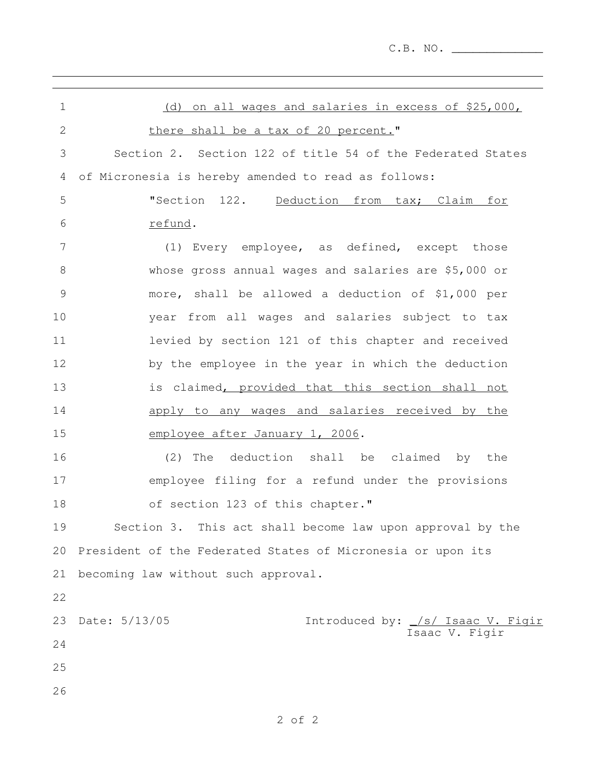C.B. NO. ____________

(d) on all wages and salaries in excess of $25,000, there shall be a tax of 20 percent."

Section 2. Section 122 of title 54 of the Federated States of Micronesia is hereby amended to read as follows:

"Section 122. Deduction from tax; Claim for refund.

(1) Every employee, as defined, except those whose gross annual wages and salaries are $5,000 or more, shall be allowed a deduction of $1,000 per year from all wages and salaries subject to tax levied by section 121 of this chapter and received by the employee in the year in which the deduction is claimed, provided that this section shall not apply to any wages and salaries received by the employee after January 1, 2006.

(2) The deduction shall be claimed by the employee filing for a refund under the provisions of section 123 of this chapter."

Section 3. This act shall become law upon approval by the President of the Federated States of Micronesia or upon its becoming law without such approval.

Date: 5/13/05

Introduced by: /s/ Isaac V. Figir
Isaac V. Figir